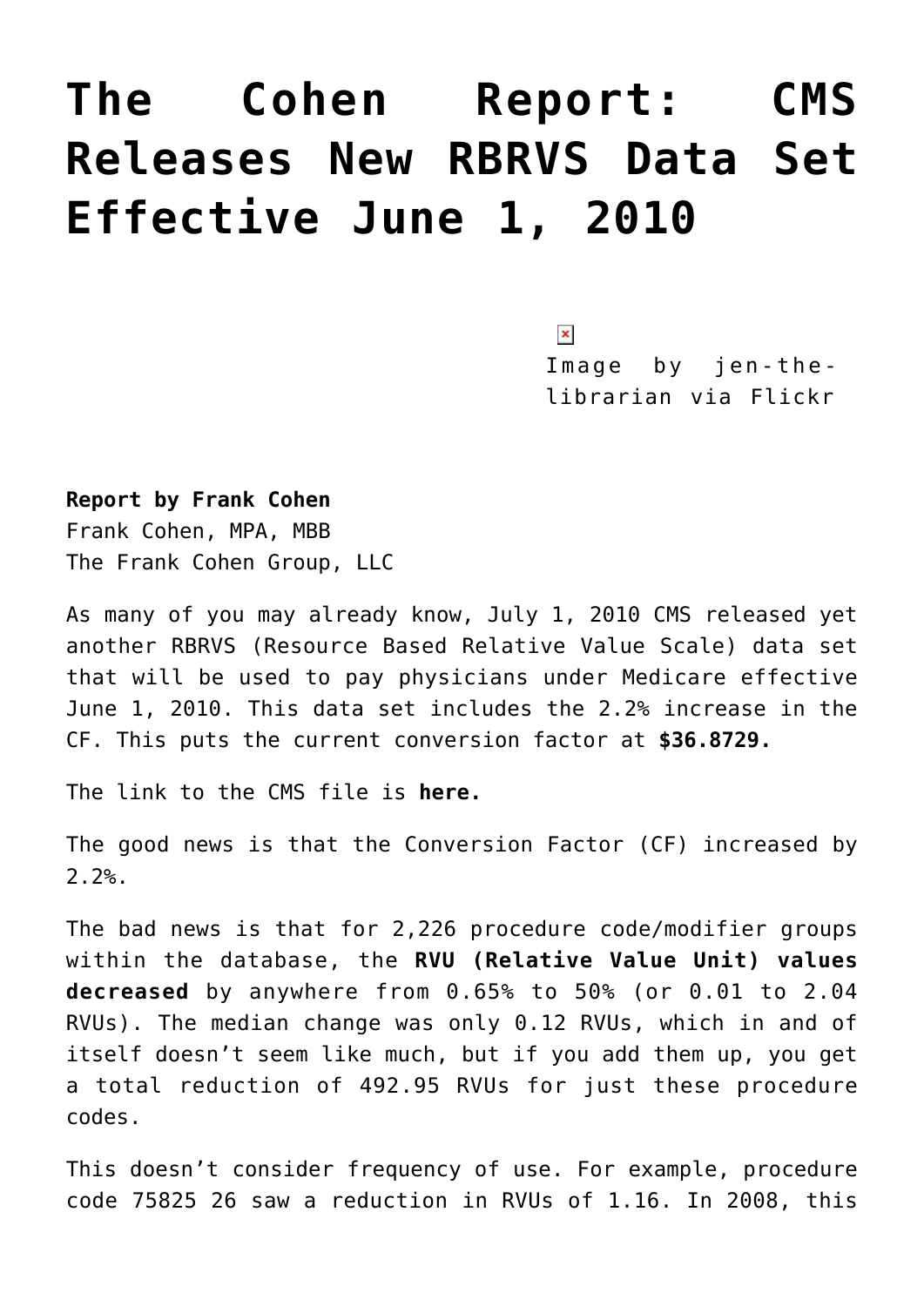# The Cohen Report: CMS Releases New RBRVS Data Set Effective June 1, 2010

Image by jen-the-librarian via Flickr

**Report by Frank Cohen**
Frank Cohen, MPA, MBB
The Frank Cohen Group, LLC

As many of you may already know, July 1, 2010 CMS released yet another RBRVS (Resource Based Relative Value Scale) data set that will be used to pay physicians under Medicare effective June 1, 2010. This data set includes the 2.2% increase in the CF. This puts the current conversion factor at **$36.8729.**

The link to the CMS file is **here.**

The good news is that the Conversion Factor (CF) increased by 2.2%.

The bad news is that for 2,226 procedure code/modifier groups within the database, the **RVU (Relative Value Unit) values decreased** by anywhere from 0.65% to 50% (or 0.01 to 2.04 RVUs). The median change was only 0.12 RVUs, which in and of itself doesn't seem like much, but if you add them up, you get a total reduction of 492.95 RVUs for just these procedure codes.

This doesn't consider frequency of use. For example, procedure code 75825 26 saw a reduction in RVUs of 1.16. In 2008, this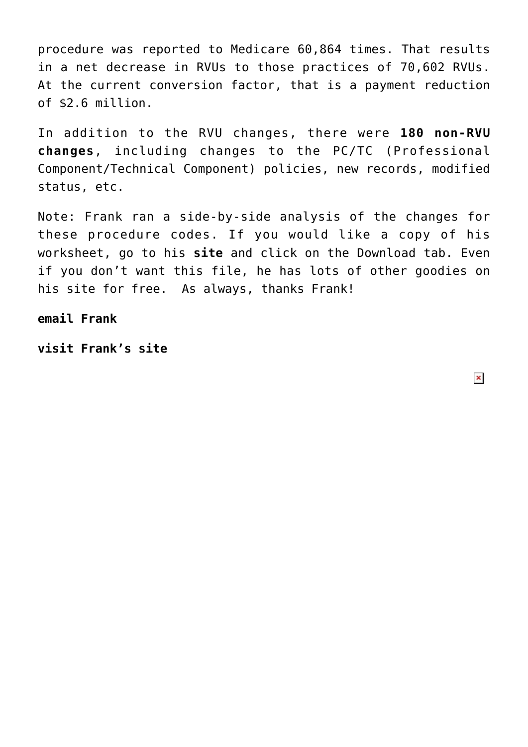procedure was reported to Medicare 60,864 times. That results in a net decrease in RVUs to those practices of 70,602 RVUs. At the current conversion factor, that is a payment reduction of $2.6 million.

In addition to the RVU changes, there were **180 non-RVU changes**, including changes to the PC/TC (Professional Component/Technical Component) policies, new records, modified status, etc.

Note: Frank ran a side-by-side analysis of the changes for these procedure codes. If you would like a copy of his worksheet, go to his **site** and click on the Download tab. Even if you don't want this file, he has lots of other goodies on his site for free. As always, thanks Frank!

**email Frank**

**visit Frank's site**